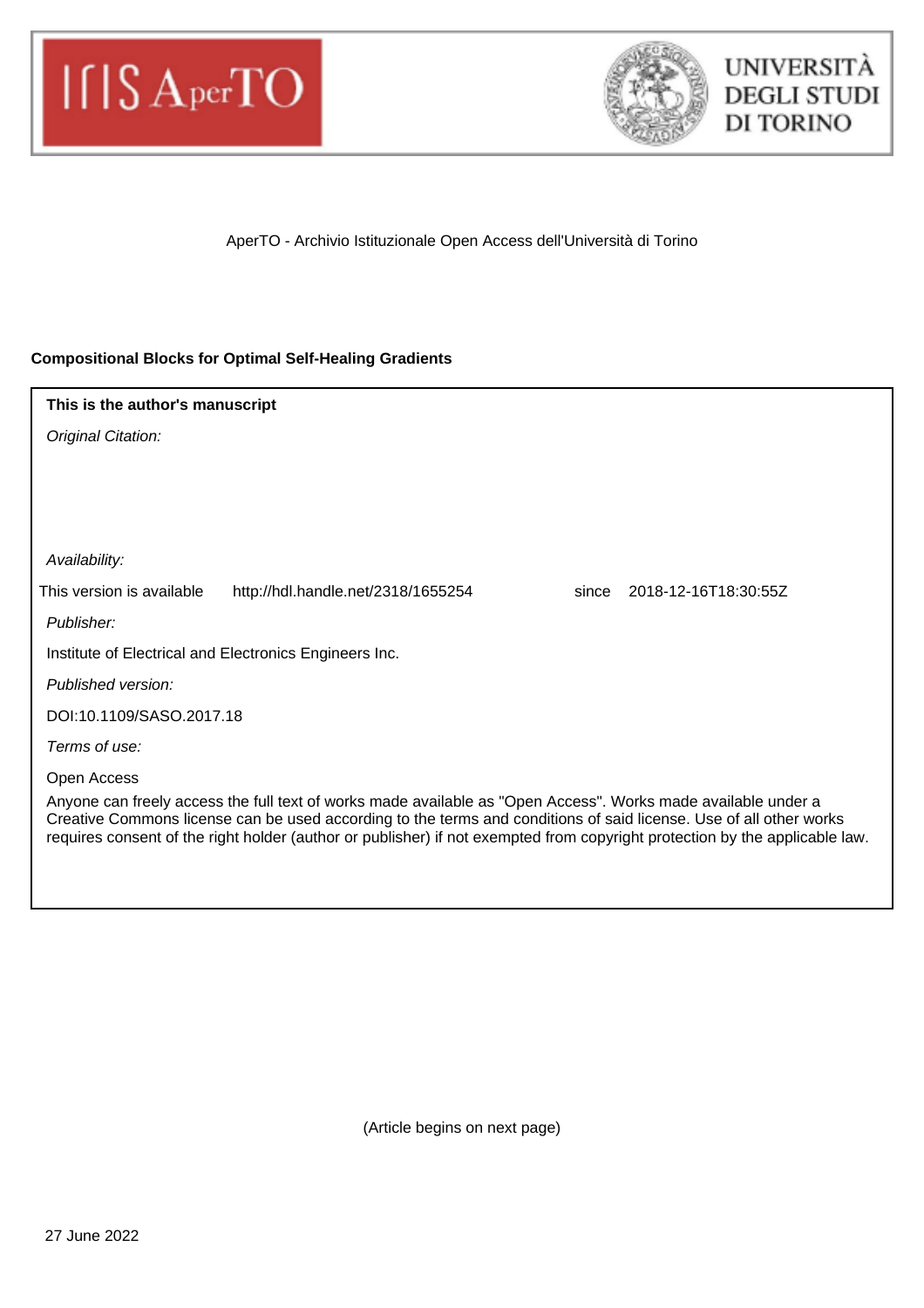AperTO - Archivio Istituzionale Open Access dell'Università di Torino

**Compositional Blocks for Optimal Self-Healing Gradients**

**This is the author's manuscript**

*Original Citation:*

*Availability:*

This version is available http://hdl.handle.net/2318/1655254 since 2018-12-16T18:30:55Z

*Publisher:*

Institute of Electrical and Electronics Engineers Inc.

*Published version:*

DOI:10.1109/SASO.2017.18

*Terms of use:*

Open Access

Anyone can freely access the full text of works made available as "Open Access". Works made available under a Creative Commons license can be used according to the terms and conditions of said license. Use of all other works requires consent of the right holder (author or publisher) if not exempted from copyright protection by the applicable law.

(Article begins on next page)

27 June 2022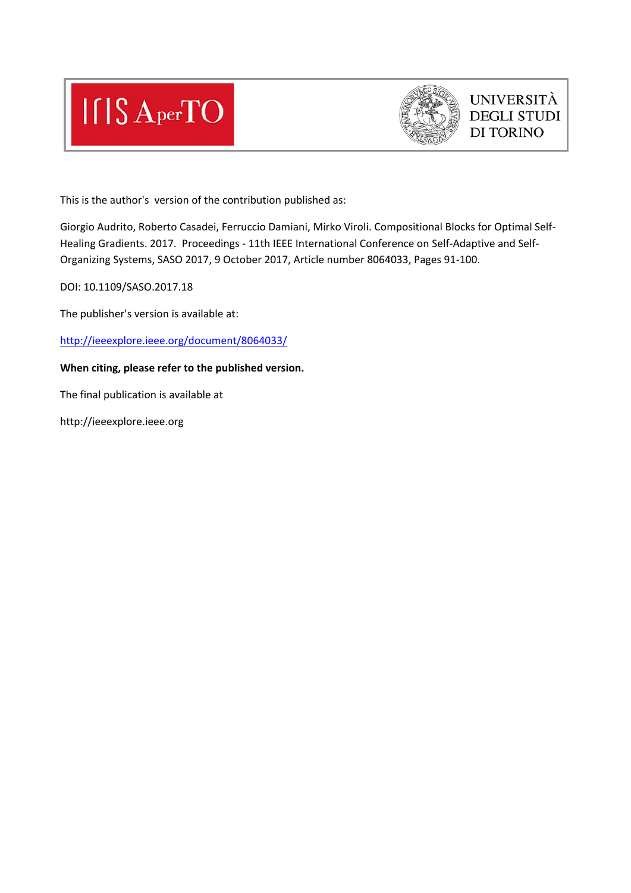This is the author's  version of the contribution published as:

Giorgio Audrito, Roberto Casadei, Ferruccio Damiani, Mirko Viroli. Compositional Blocks for Optimal Self-Healing Gradients. 2017.  Proceedings - 11th IEEE International Conference on Self-Adaptive and Self-Organizing Systems, SASO 2017, 9 October 2017, Article number 8064033, Pages 91-100.

DOI: 10.1109/SASO.2017.18

The publisher's version is available at:

http://ieeexplore.ieee.org/document/8064033/

**When citing, please refer to the published version.**

The final publication is available at

http://ieeexplore.ieee.org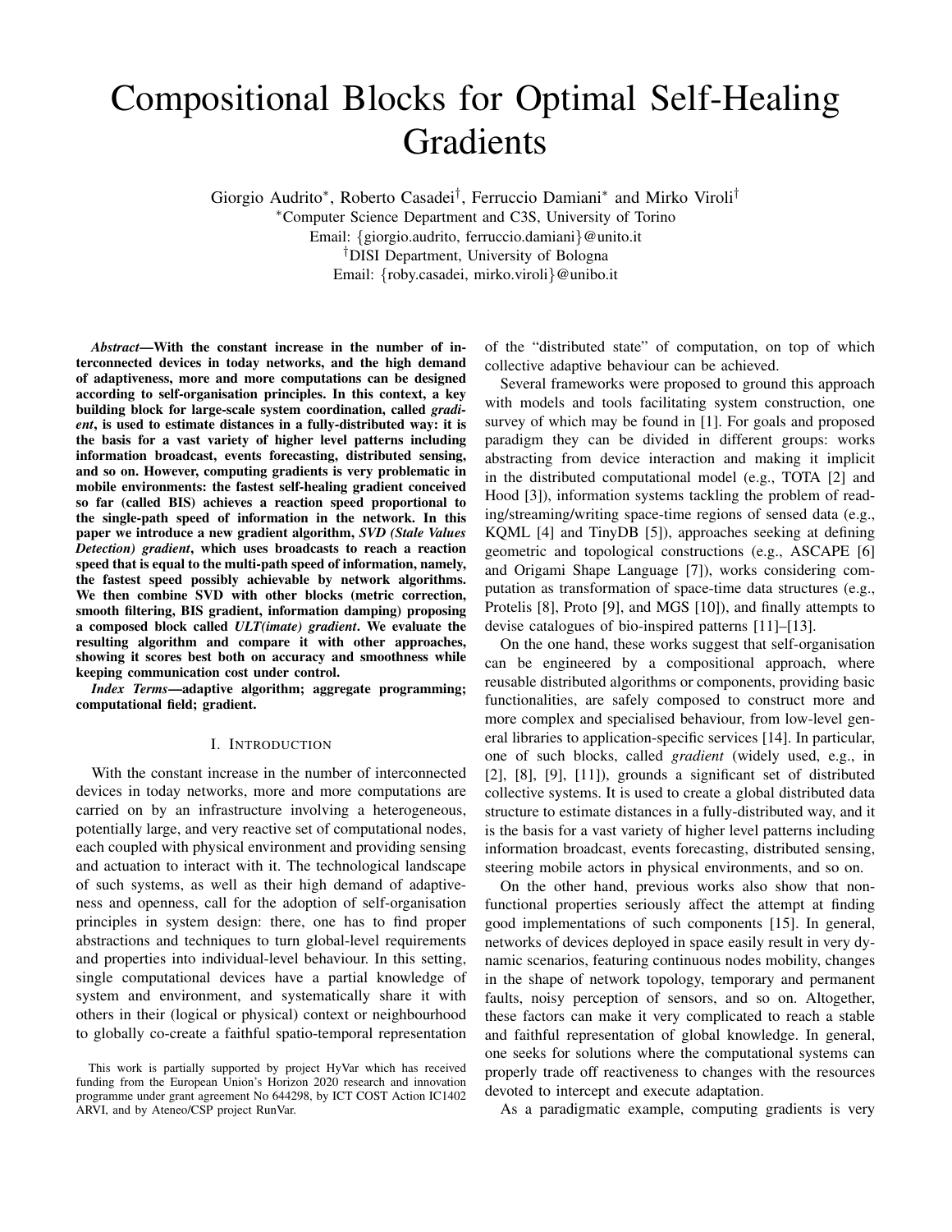# Compositional Blocks for Optimal Self-Healing Gradients

Giorgio Audrito*, Roberto Casadei†, Ferruccio Damiani* and Mirko Viroli†

*Computer Science Department and C3S, University of Torino

Email: {giorgio.audrito, ferruccio.damiani}@unito.it

†DISI Department, University of Bologna

Email: {roby.casadei, mirko.viroli}@unibo.it

***Abstract*—With the constant increase in the number of interconnected devices in today networks, and the high demand of adaptiveness, more and more computations can be designed according to self-organisation principles. In this context, a key building block for large-scale system coordination, called *gradient*, is used to estimate distances in a fully-distributed way: it is the basis for a vast variety of higher level patterns including information broadcast, events forecasting, distributed sensing, and so on. However, computing gradients is very problematic in mobile environments: the fastest self-healing gradient conceived so far (called BIS) achieves a reaction speed proportional to the single-path speed of information in the network. In this paper we introduce a new gradient algorithm, *SVD (Stale Values Detection) gradient*, which uses broadcasts to reach a reaction speed that is equal to the multi-path speed of information, namely, the fastest speed possibly achievable by network algorithms. We then combine SVD with other blocks (metric correction, smooth filtering, BIS gradient, information damping) proposing a composed block called *ULT(imate) gradient*. We evaluate the resulting algorithm and compare it with other approaches, showing it scores best both on accuracy and smoothness while keeping communication cost under control.**

***Index Terms*—adaptive algorithm; aggregate programming; computational field; gradient.**

## I. Introduction

With the constant increase in the number of interconnected devices in today networks, more and more computations are carried on by an infrastructure involving a heterogeneous, potentially large, and very reactive set of computational nodes, each coupled with physical environment and providing sensing and actuation to interact with it. The technological landscape of such systems, as well as their high demand of adaptiveness and openness, call for the adoption of self-organisation principles in system design: there, one has to find proper abstractions and techniques to turn global-level requirements and properties into individual-level behaviour. In this setting, single computational devices have a partial knowledge of system and environment, and systematically share it with others in their (logical or physical) context or neighbourhood to globally co-create a faithful spatio-temporal representation of the "distributed state" of computation, on top of which collective adaptive behaviour can be achieved.

Several frameworks were proposed to ground this approach with models and tools facilitating system construction, one survey of which may be found in [1]. For goals and proposed paradigm they can be divided in different groups: works abstracting from device interaction and making it implicit in the distributed computational model (e.g., TOTA [2] and Hood [3]), information systems tackling the problem of reading/streaming/writing space-time regions of sensed data (e.g., KQML [4] and TinyDB [5]), approaches seeking at defining geometric and topological constructions (e.g., ASCAPE [6] and Origami Shape Language [7]), works considering computation as transformation of space-time data structures (e.g., Protelis [8], Proto [9], and MGS [10]), and finally attempts to devise catalogues of bio-inspired patterns [11]–[13].

On the one hand, these works suggest that self-organisation can be engineered by a compositional approach, where reusable distributed algorithms or components, providing basic functionalities, are safely composed to construct more and more complex and specialised behaviour, from low-level general libraries to application-specific services [14]. In particular, one of such blocks, called *gradient* (widely used, e.g., in [2], [8], [9], [11]), grounds a significant set of distributed collective systems. It is used to create a global distributed data structure to estimate distances in a fully-distributed way, and it is the basis for a vast variety of higher level patterns including information broadcast, events forecasting, distributed sensing, steering mobile actors in physical environments, and so on.

On the other hand, previous works also show that non-functional properties seriously affect the attempt at finding good implementations of such components [15]. In general, networks of devices deployed in space easily result in very dynamic scenarios, featuring continuous nodes mobility, changes in the shape of network topology, temporary and permanent faults, noisy perception of sensors, and so on. Altogether, these factors can make it very complicated to reach a stable and faithful representation of global knowledge. In general, one seeks for solutions where the computational systems can properly trade off reactiveness to changes with the resources devoted to intercept and execute adaptation.

As a paradigmatic example, computing gradients is very

This work is partially supported by project HyVar which has received funding from the European Union's Horizon 2020 research and innovation programme under grant agreement No 644298, by ICT COST Action IC1402 ARVI, and by Ateneo/CSP project RunVar.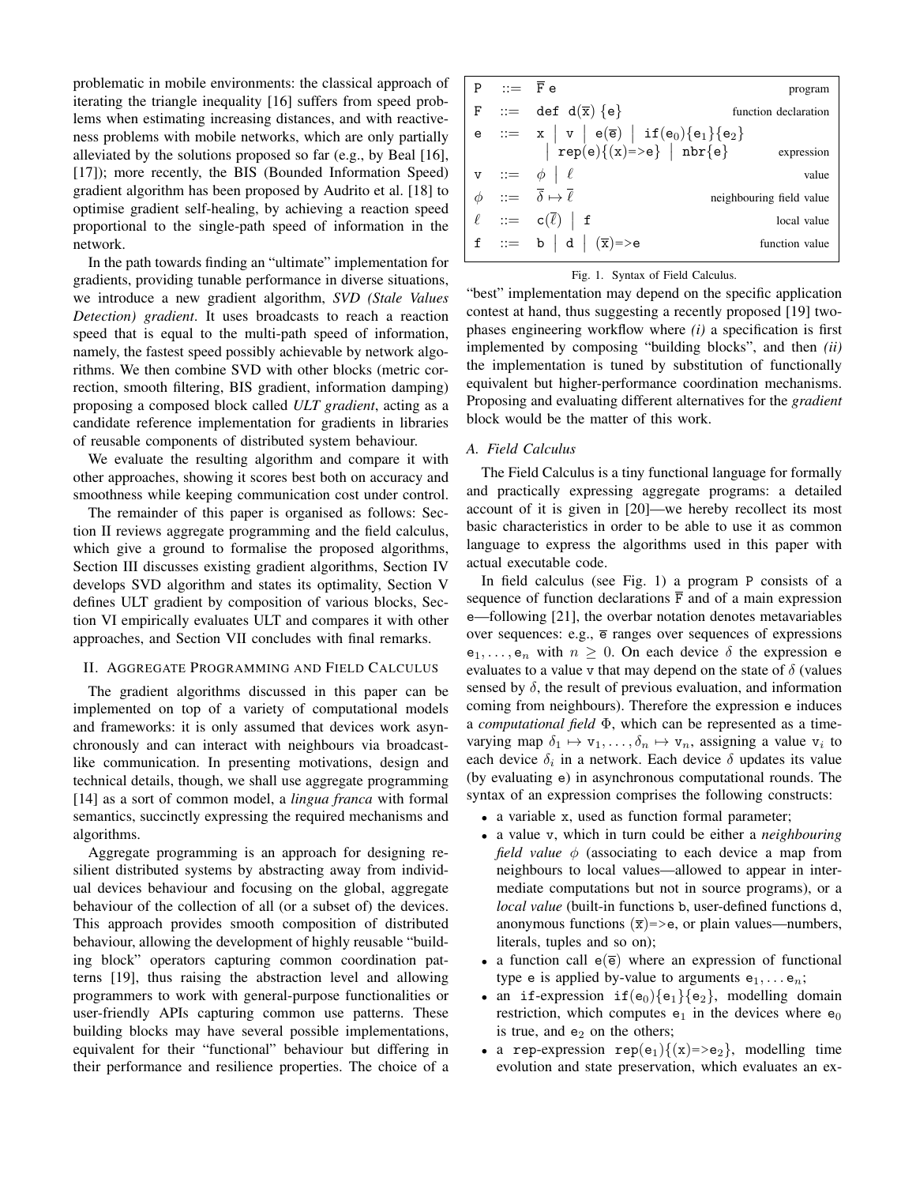problematic in mobile environments: the classical approach of iterating the triangle inequality [16] suffers from speed problems when estimating increasing distances, and with reactiveness problems with mobile networks, which are only partially alleviated by the solutions proposed so far (e.g., by Beal [16], [17]); more recently, the BIS (Bounded Information Speed) gradient algorithm has been proposed by Audrito et al. [18] to optimise gradient self-healing, by achieving a reaction speed proportional to the single-path speed of information in the network.

In the path towards finding an "ultimate" implementation for gradients, providing tunable performance in diverse situations, we introduce a new gradient algorithm, *SVD (Stale Values Detection) gradient*. It uses broadcasts to reach a reaction speed that is equal to the multi-path speed of information, namely, the fastest speed possibly achievable by network algorithms. We then combine SVD with other blocks (metric correction, smooth filtering, BIS gradient, information damping) proposing a composed block called *ULT gradient*, acting as a candidate reference implementation for gradients in libraries of reusable components of distributed system behaviour.

We evaluate the resulting algorithm and compare it with other approaches, showing it scores best both on accuracy and smoothness while keeping communication cost under control.

The remainder of this paper is organised as follows: Section II reviews aggregate programming and the field calculus, which give a ground to formalise the proposed algorithms, Section III discusses existing gradient algorithms, Section IV develops SVD algorithm and states its optimality, Section V defines ULT gradient by composition of various blocks, Section VI empirically evaluates ULT and compares it with other approaches, and Section VII concludes with final remarks.

## II. Aggregate Programming and Field Calculus

The gradient algorithms discussed in this paper can be implemented on top of a variety of computational models and frameworks: it is only assumed that devices work asynchronously and can interact with neighbours via broadcast-like communication. In presenting motivations, design and technical details, though, we shall use aggregate programming [14] as a sort of common model, a *lingua franca* with formal semantics, succinctly expressing the required mechanisms and algorithms.

Aggregate programming is an approach for designing resilient distributed systems by abstracting away from individual devices behaviour and focusing on the global, aggregate behaviour of the collection of all (or a subset of) the devices. This approach provides smooth composition of distributed behaviour, allowing the development of highly reusable "building block" operators capturing common coordination patterns [19], thus raising the abstraction level and allowing programmers to work with general-purpose functionalities or user-friendly APIs capturing common use patterns. These building blocks may have several possible implementations, equivalent for their "functional" behaviour but differing in their performance and resilience properties. The choice of a "best" implementation may depend on the specific application contest at hand, thus suggesting a recently proposed [19] two-phases engineering workflow where *(i)* a specification is first implemented by composing "building blocks", and then *(ii)* the implementation is tuned by substitution of functionally equivalent but higher-performance coordination mechanisms. Proposing and evaluating different alternatives for the *gradient* block would be the matter of this work.

| | | | |
|---|---|---|---|
| P | ::= | $\overline{\texttt{F}}$ e | program |
| F | ::= | def d($\overline{\texttt{x}}$) {e} | function declaration |
| e | ::= | x \| v \| e($\overline{\texttt{e}}$) \| if($\texttt{e}_0$){$\texttt{e}_1$}{$\texttt{e}_2$} \| rep(e){(x)=>e} \| nbr{e} | expression |
| v | ::= | $\phi$ \| $\ell$ | value |
| $\phi$ | ::= | $\overline{\delta} \mapsto \overline{\ell}$ | neighbouring field value |
| $\ell$ | ::= | c($\overline{\ell}$) \| f | local value |
| f | ::= | b \| d \| ($\overline{\texttt{x}}$)=>e | function value |

Fig. 1. Syntax of Field Calculus.

### A. Field Calculus

The Field Calculus is a tiny functional language for formally and practically expressing aggregate programs: a detailed account of it is given in [20]—we hereby recollect its most basic characteristics in order to be able to use it as common language to express the algorithms used in this paper with actual executable code.

In field calculus (see Fig. 1) a program P consists of a sequence of function declarations $\overline{\texttt{F}}$ and of a main expression e—following [21], the overbar notation denotes metavariables over sequences: e.g., $\overline{\texttt{e}}$ ranges over sequences of expressions $\texttt{e}_1, \dots, \texttt{e}_n$ with $n \geq 0$. On each device $\delta$ the expression e evaluates to a value v that may depend on the state of $\delta$ (values sensed by $\delta$, the result of previous evaluation, and information coming from neighbours). Therefore the expression e induces a *computational field* $\Phi$, which can be represented as a time-varying map $\delta_1 \mapsto \texttt{v}_1, \dots, \delta_n \mapsto \texttt{v}_n$, assigning a value $\texttt{v}_i$ to each device $\delta_i$ in a network. Each device $\delta$ updates its value (by evaluating e) in asynchronous computational rounds. The syntax of an expression comprises the following constructs:

- a variable x, used as function formal parameter;
- a value v, which in turn could be either a *neighbouring field value* $\phi$ (associating to each device a map from neighbours to local values—allowed to appear in intermediate computations but not in source programs), or a *local value* (built-in functions b, user-defined functions d, anonymous functions ($\overline{\texttt{x}}$)=>e, or plain values—numbers, literals, tuples and so on);
- a function call e($\overline{\texttt{e}}$) where an expression of functional type e is applied by-value to arguments $\texttt{e}_1, \dots \texttt{e}_n$;
- an if-expression if($\texttt{e}_0$){$\texttt{e}_1$}{$\texttt{e}_2$}, modelling domain restriction, which computes $\texttt{e}_1$ in the devices where $\texttt{e}_0$ is true, and $\texttt{e}_2$ on the others;
- a rep-expression rep($\texttt{e}_1$){(x)=>$\texttt{e}_2$}, modelling time evolution and state preservation, which evaluates an ex-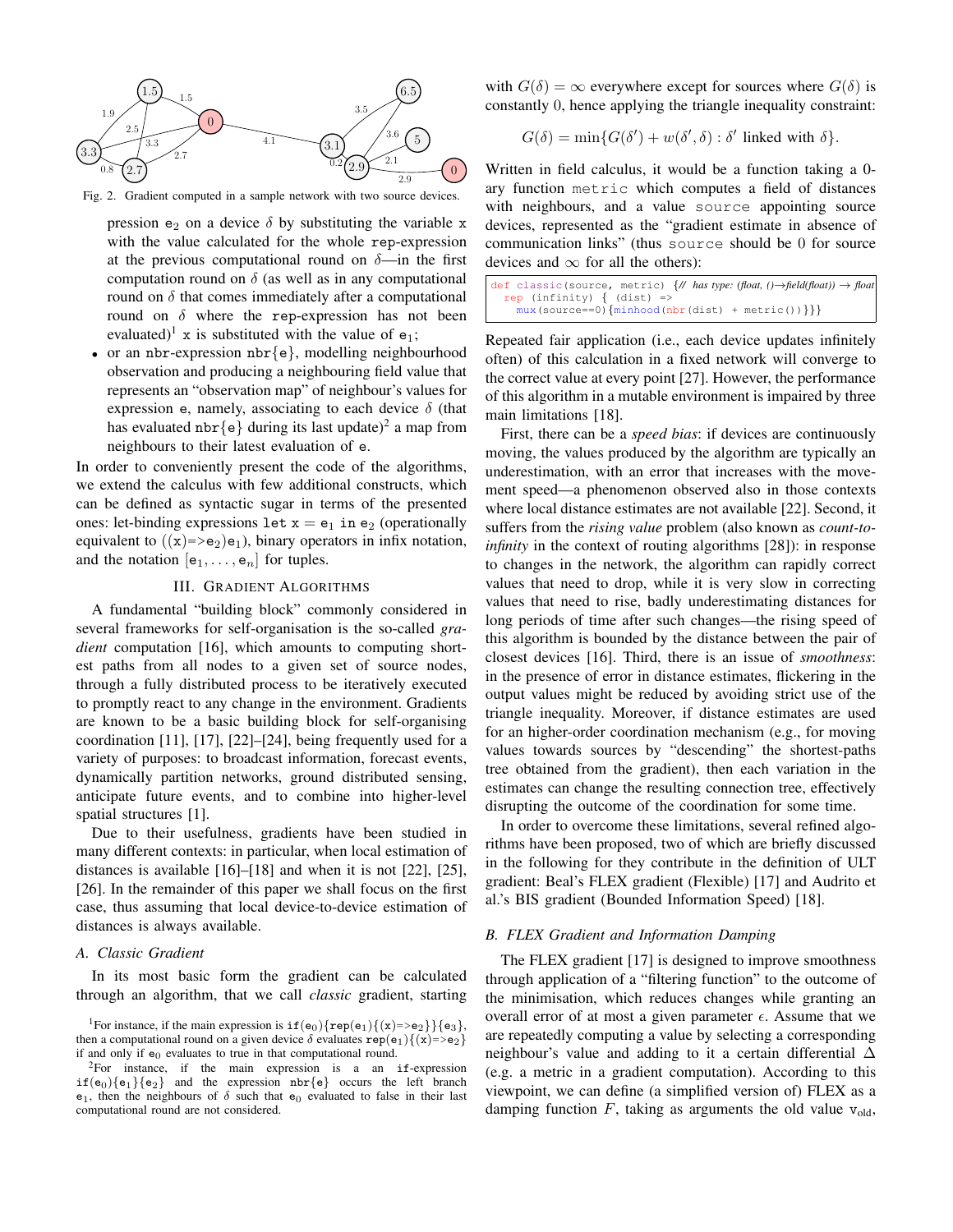Fig. 2. Gradient computed in a sample network with two source devices.

pression $e_2$ on a device $\delta$ by substituting the variable x with the value calculated for the whole rep-expression at the previous computational round on $\delta$—in the first computation round on $\delta$ (as well as in any computational round on $\delta$ that comes immediately after a computational round on $\delta$ where the rep-expression has not been evaluated)[1] x is substituted with the value of $e_1$;

- or an nbr-expression nbr{e}, modelling neighbourhood observation and producing a neighbouring field value that represents an "observation map" of neighbour's values for expression e, namely, associating to each device $\delta$ (that has evaluated nbr{e} during its last update)[2] a map from neighbours to their latest evaluation of e.

In order to conveniently present the code of the algorithms, we extend the calculus with few additional constructs, which can be defined as syntactic sugar in terms of the presented ones: let-binding expressions let x = $e_1$ in $e_2$ (operationally equivalent to ((x)=>$e_2$)$e_1$), binary operators in infix notation, and the notation [$e_1, \ldots, e_n$] for tuples.

## III. Gradient Algorithms

A fundamental "building block" commonly considered in several frameworks for self-organisation is the so-called *gradient* computation [16], which amounts to computing shortest paths from all nodes to a given set of source nodes, through a fully distributed process to be iteratively executed to promptly react to any change in the environment. Gradients are known to be a basic building block for self-organising coordination [11], [17], [22]–[24], being frequently used for a variety of purposes: to broadcast information, forecast events, dynamically partition networks, ground distributed sensing, anticipate future events, and to combine into higher-level spatial structures [1].

Due to their usefulness, gradients have been studied in many different contexts: in particular, when local estimation of distances is available [16]–[18] and when it is not [22], [25], [26]. In the remainder of this paper we shall focus on the first case, thus assuming that local device-to-device estimation of distances is always available.

### A. Classic Gradient

In its most basic form the gradient can be calculated through an algorithm, that we call *classic* gradient, starting with $G(\delta) = \infty$ everywhere except for sources where $G(\delta)$ is constantly 0, hence applying the triangle inequality constraint:

$$G(\delta) = \min\{G(\delta') + w(\delta', \delta) : \delta' \text{ linked with } \delta\}.$$

Written in field calculus, it would be a function taking a 0-ary function metric which computes a field of distances with neighbours, and a value source appointing source devices, represented as the "gradient estimate in absence of communication links" (thus source should be 0 for source devices and $\infty$ for all the others):

```
def classic(source, metric) {// has type: (float, ()→field(float)) → float
  rep (infinity) { (dist) =>
    mux(source==0){minhood(nbr(dist) + metric())}}}
```

Repeated fair application (i.e., each device updates infinitely often) of this calculation in a fixed network will converge to the correct value at every point [27]. However, the performance of this algorithm in a mutable environment is impaired by three main limitations [18].

First, there can be a *speed bias*: if devices are continuously moving, the values produced by the algorithm are typically an underestimation, with an error that increases with the movement speed—a phenomenon observed also in those contexts where local distance estimates are not available [22]. Second, it suffers from the *rising value* problem (also known as *count-to-infinity* in the context of routing algorithms [28]): in response to changes in the network, the algorithm can rapidly correct values that need to drop, while it is very slow in correcting values that need to rise, badly underestimating distances for long periods of time after such changes—the rising speed of this algorithm is bounded by the distance between the pair of closest devices [16]. Third, there is an issue of *smoothness*: in the presence of error in distance estimates, flickering in the output values might be reduced by avoiding strict use of the triangle inequality. Moreover, if distance estimates are used for an higher-order coordination mechanism (e.g., for moving values towards sources by "descending" the shortest-paths tree obtained from the gradient), then each variation in the estimates can change the resulting connection tree, effectively disrupting the outcome of the coordination for some time.

In order to overcome these limitations, several refined algorithms have been proposed, two of which are briefly discussed in the following for they contribute in the definition of ULT gradient: Beal's FLEX gradient (Flexible) [17] and Audrito et al.'s BIS gradient (Bounded Information Speed) [18].

### B. FLEX Gradient and Information Damping

The FLEX gradient [17] is designed to improve smoothness through application of a "filtering function" to the outcome of the minimisation, which reduces changes while granting an overall error of at most a given parameter $\epsilon$. Assume that we are repeatedly computing a value by selecting a corresponding neighbour's value and adding to it a certain differential $\Delta$ (e.g. a metric in a gradient computation). According to this viewpoint, we can define (a simplified version of) FLEX as a damping function $F$, taking as arguments the old value $v_{\text{old}}$,

[1] For instance, if the main expression is if($e_0$){rep($e_1$){(x)=>$e_2$}}{$e_3$}, then a computational round on a given device $\delta$ evaluates rep($e_1$){(x)=>$e_2$} if and only if $e_0$ evaluates to true in that computational round.

[2] For instance, if the main expression is a an if-expression if($e_0$){$e_1$}{$e_2$} and the expression nbr{e} occurs the left branch $e_1$, then the neighbours of $\delta$ such that $e_0$ evaluated to false in their last computational round are not considered.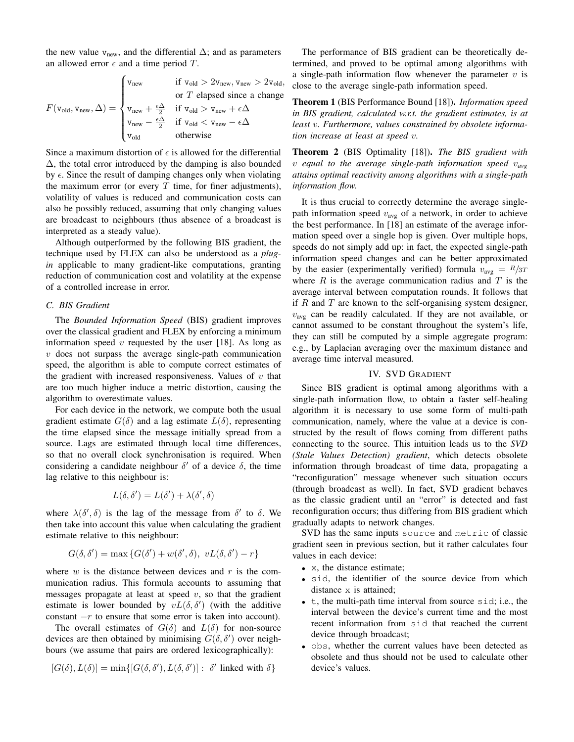the new value $\mathtt{v}_{\text{new}}$, and the differential $\Delta$; and as parameters an allowed error $\epsilon$ and a time period $T$.

$$F(\mathtt{v}_{\text{old}}, \mathtt{v}_{\text{new}}, \Delta) = \begin{cases} \mathtt{v}_{\text{new}} & \text{if } \mathtt{v}_{\text{old}} > 2\mathtt{v}_{\text{new}}, \mathtt{v}_{\text{new}} > 2\mathtt{v}_{\text{old}}, \\ & \text{or } T \text{ elapsed since a change} \\ \mathtt{v}_{\text{new}} + \frac{\epsilon\Delta}{2} & \text{if } \mathtt{v}_{\text{old}} > \mathtt{v}_{\text{new}} + \epsilon\Delta \\ \mathtt{v}_{\text{new}} - \frac{\epsilon\Delta}{2} & \text{if } \mathtt{v}_{\text{old}} < \mathtt{v}_{\text{new}} - \epsilon\Delta \\ \mathtt{v}_{\text{old}} & \text{otherwise} \end{cases}$$

Since a maximum distortion of $\epsilon$ is allowed for the differential $\Delta$, the total error introduced by the damping is also bounded by $\epsilon$. Since the result of damping changes only when violating the maximum error (or every $T$ time, for finer adjustments), volatility of values is reduced and communication costs can also be possibly reduced, assuming that only changing values are broadcast to neighbours (thus absence of a broadcast is interpreted as a steady value).

Although outperformed by the following BIS gradient, the technique used by FLEX can also be understood as a *plug-in* applicable to many gradient-like computations, granting reduction of communication cost and volatility at the expense of a controlled increase in error.

### C. BIS Gradient

The *Bounded Information Speed* (BIS) gradient improves over the classical gradient and FLEX by enforcing a minimum information speed $v$ requested by the user [18]. As long as $v$ does not surpass the average single-path communication speed, the algorithm is able to compute correct estimates of the gradient with increased responsiveness. Values of $v$ that are too much higher induce a metric distortion, causing the algorithm to overestimate values.

For each device in the network, we compute both the usual gradient estimate $G(\delta)$ and a lag estimate $L(\delta)$, representing the time elapsed since the message initially spread from a source. Lags are estimated through local time differences, so that no overall clock synchronisation is required. When considering a candidate neighbour $\delta'$ of a device $\delta$, the time lag relative to this neighbour is:

$$L(\delta, \delta') = L(\delta') + \lambda(\delta', \delta)$$

where $\lambda(\delta', \delta)$ is the lag of the message from $\delta'$ to $\delta$. We then take into account this value when calculating the gradient estimate relative to this neighbour:

$$G(\delta, \delta') = \max\left\{G(\delta') + w(\delta', \delta),\ vL(\delta, \delta') - r\right\}$$

where $w$ is the distance between devices and $r$ is the communication radius. This formula accounts to assuming that messages propagate at least at speed $v$, so that the gradient estimate is lower bounded by $vL(\delta, \delta')$ (with the additive constant $-r$ to ensure that some error is taken into account).

The overall estimates of $G(\delta)$ and $L(\delta)$ for non-source devices are then obtained by minimising $G(\delta, \delta')$ over neighbours (we assume that pairs are ordered lexicographically):

$$[G(\delta), L(\delta)] = \min\{[G(\delta, \delta'), L(\delta, \delta')] :\ \delta' \text{ linked with } \delta\}$$

The performance of BIS gradient can be theoretically determined, and proved to be optimal among algorithms with a single-path information flow whenever the parameter $v$ is close to the average single-path information speed.

**Theorem 1** (BIS Performance Bound [18])**.** *Information speed in BIS gradient, calculated w.r.t. the gradient estimates, is at least $v$. Furthermore, values constrained by obsolete information increase at least at speed $v$.*

**Theorem 2** (BIS Optimality [18])**.** *The BIS gradient with $v$ equal to the average single-path information speed $v_{avg}$ attains optimal reactivity among algorithms with a single-path information flow.*

It is thus crucial to correctly determine the average single-path information speed $v_{\text{avg}}$ of a network, in order to achieve the best performance. In [18] an estimate of the average information speed over a single hop is given. Over multiple hops, speeds do not simply add up: in fact, the expected single-path information speed changes and can be better approximated by the easier (experimentally verified) formula $v_{\text{avg}} = R/3T$ where $R$ is the average communication radius and $T$ is the average interval between computation rounds. It follows that if $R$ and $T$ are known to the self-organising system designer, $v_{\text{avg}}$ can be readily calculated. If they are not available, or cannot assumed to be constant throughout the system's life, they can still be computed by a simple aggregate program: e.g., by Laplacian averaging over the maximum distance and average time interval measured.

## IV. SVD Gradient

Since BIS gradient is optimal among algorithms with a single-path information flow, to obtain a faster self-healing algorithm it is necessary to use some form of multi-path communication, namely, where the value at a device is constructed by the result of flows coming from different paths connecting to the source. This intuition leads us to the *SVD (Stale Values Detection) gradient*, which detects obsolete information through broadcast of time data, propagating a "reconfiguration" message whenever such situation occurs (through broadcast as well). In fact, SVD gradient behaves as the classic gradient until an "error" is detected and fast reconfiguration occurs; thus differing from BIS gradient which gradually adapts to network changes.

SVD has the same inputs `source` and `metric` of classic gradient seen in previous section, but it rather calculates four values in each device:

- `x`, the distance estimate;
- `sid`, the identifier of the source device from which distance `x` is attained;
- `t`, the multi-path time interval from source `sid`; i.e., the interval between the device's current time and the most recent information from `sid` that reached the current device through broadcast;
- `obs`, whether the current values have been detected as obsolete and thus should not be used to calculate other device's values.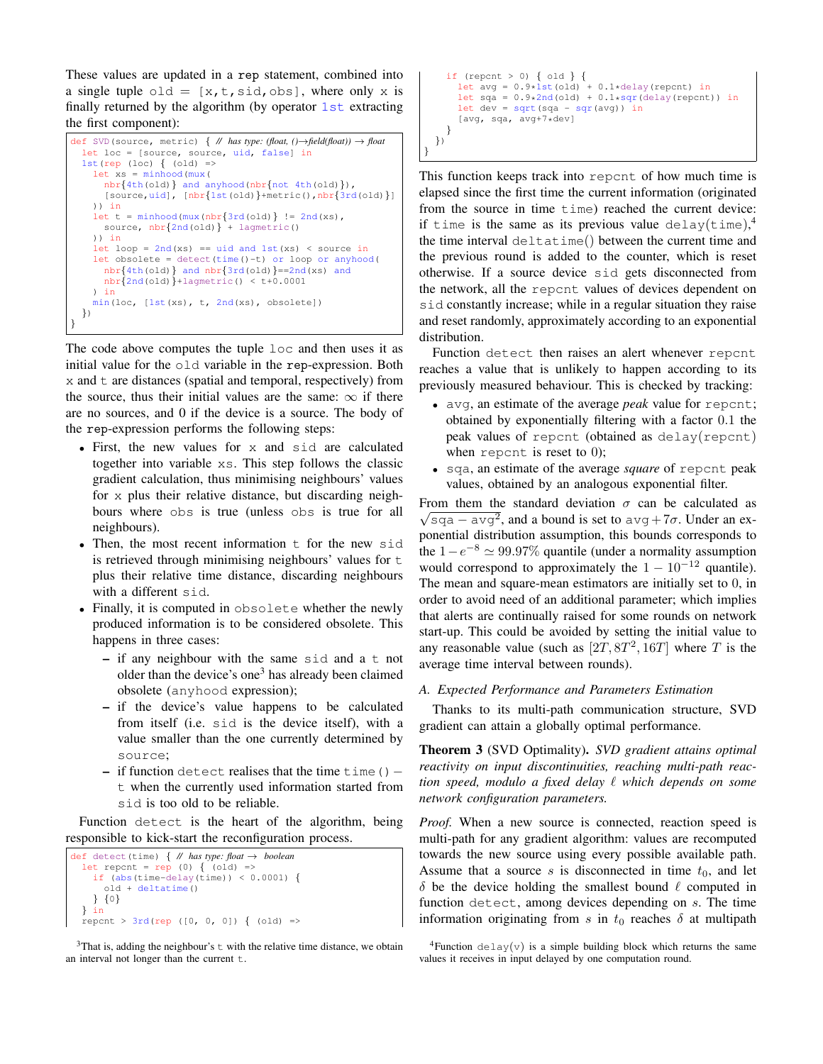These values are updated in a rep statement, combined into a single tuple old = [x,t,sid,obs], where only x is finally returned by the algorithm (by operator 1st extracting the first component):

```
def SVD(source, metric) { // has type: (float, ()→field(float)) → float
  let loc = [source, source, uid, false] in
  1st(rep (loc) { (old) =>
    let xs = minhood(mux(
      nbr{4th(old)} and anyhood(nbr{not 4th(old)}),
      [source,uid], [nbr{1st(old)}+metric(),nbr{3rd(old)}]
    )) in
    let t = minhood(mux(nbr{3rd(old)} != 2nd(xs),
      source, nbr{2nd(old)} + lagmetric()
    )) in
    let loop = 2nd(xs) == uid and 1st(xs) < source in
    let obsolete = detect(time()-t) or loop or anyhood(
      nbr{4th(old)} and nbr{3rd(old)}==2nd(xs) and
      nbr{2nd(old)}+lagmetric() < t+0.0001
    ) in
    min(loc, [1st(xs), t, 2nd(xs), obsolete])
  })
}
```

The code above computes the tuple loc and then uses it as initial value for the old variable in the rep-expression. Both x and t are distances (spatial and temporal, respectively) from the source, thus their initial values are the same: $\infty$ if there are no sources, and 0 if the device is a source. The body of the rep-expression performs the following steps:

- First, the new values for x and sid are calculated together into variable xs. This step follows the classic gradient calculation, thus minimising neighbours' values for x plus their relative distance, but discarding neighbours where obs is true (unless obs is true for all neighbours).
- Then, the most recent information t for the new sid is retrieved through minimising neighbours' values for t plus their relative time distance, discarding neighbours with a different sid.
- Finally, it is computed in obsolete whether the newly produced information is to be considered obsolete. This happens in three cases:
  - if any neighbour with the same sid and a t not older than the device's one[3] has already been claimed obsolete (anyhood expression);
  - if the device's value happens to be calculated from itself (i.e. sid is the device itself), with a value smaller than the one currently determined by source;
  - if function detect realises that the time time() − t when the currently used information started from sid is too old to be reliable.

Function detect is the heart of the algorithm, being responsible to kick-start the reconfiguration process.

```
def detect(time) { // has type: float → boolean
  let repcnt = rep (0) { (old) =>
    if (abs(time-delay(time)) < 0.0001) {
      old + deltatime()
    } {0}
  } in
  repcnt > 3rd(rep ([0, 0, 0]) { (old) =>
    if (repcnt > 0) { old } {
      let avg = 0.9*1st(old) + 0.1*delay(repcnt) in
      let sqa = 0.9*2nd(old) + 0.1*sqr(delay(repcnt)) in
      let dev = sqrt(sqa - sqr(avg)) in
      [avg, sqa, avg+7*dev]
    }
  })
}
```

This function keeps track into repcnt of how much time is elapsed since the first time the current information (originated from the source in time time) reached the current device: if time is the same as its previous value delay(time),[4] the time interval deltatime() between the current time and the previous round is added to the counter, which is reset otherwise. If a source device sid gets disconnected from the network, all the repcnt values of devices dependent on sid constantly increase; while in a regular situation they raise and reset randomly, approximately according to an exponential distribution.

Function detect then raises an alert whenever repcnt reaches a value that is unlikely to happen according to its previously measured behaviour. This is checked by tracking:

- avg, an estimate of the average *peak* value for repcnt; obtained by exponentially filtering with a factor 0.1 the peak values of repcnt (obtained as delay(repcnt) when repcnt is reset to 0);
- sqa, an estimate of the average *square* of repcnt peak values, obtained by an analogous exponential filter.

From them the standard deviation $\sigma$ can be calculated as $\sqrt{\texttt{sqa} - \texttt{avg}^2}$, and a bound is set to $\texttt{avg} + 7\sigma$. Under an exponential distribution assumption, this bounds corresponds to the $1-e^{-8} \simeq 99.97\%$ quantile (under a normality assumption would correspond to approximately the $1 - 10^{-12}$ quantile). The mean and square-mean estimators are initially set to 0, in order to avoid need of an additional parameter; which implies that alerts are continually raised for some rounds on network start-up. This could be avoided by setting the initial value to any reasonable value (such as $[2T, 8T^2, 16T]$ where $T$ is the average time interval between rounds).

### A. Expected Performance and Parameters Estimation

Thanks to its multi-path communication structure, SVD gradient can attain a globally optimal performance.

**Theorem 3** (SVD Optimality). *SVD gradient attains optimal reactivity on input discontinuities, reaching multi-path reaction speed, modulo a fixed delay $\ell$ which depends on some network configuration parameters.*

*Proof.* When a new source is connected, reaction speed is multi-path for any gradient algorithm: values are recomputed towards the new source using every possible available path. Assume that a source $s$ is disconnected in time $t_0$, and let $\delta$ be the device holding the smallest bound $\ell$ computed in function detect, among devices depending on $s$. The time information originating from $s$ in $t_0$ reaches $\delta$ at multipath

[3] That is, adding the neighbour's t with the relative time distance, we obtain an interval not longer than the current t.

[4] Function delay(v) is a simple building block which returns the same values it receives in input delayed by one computation round.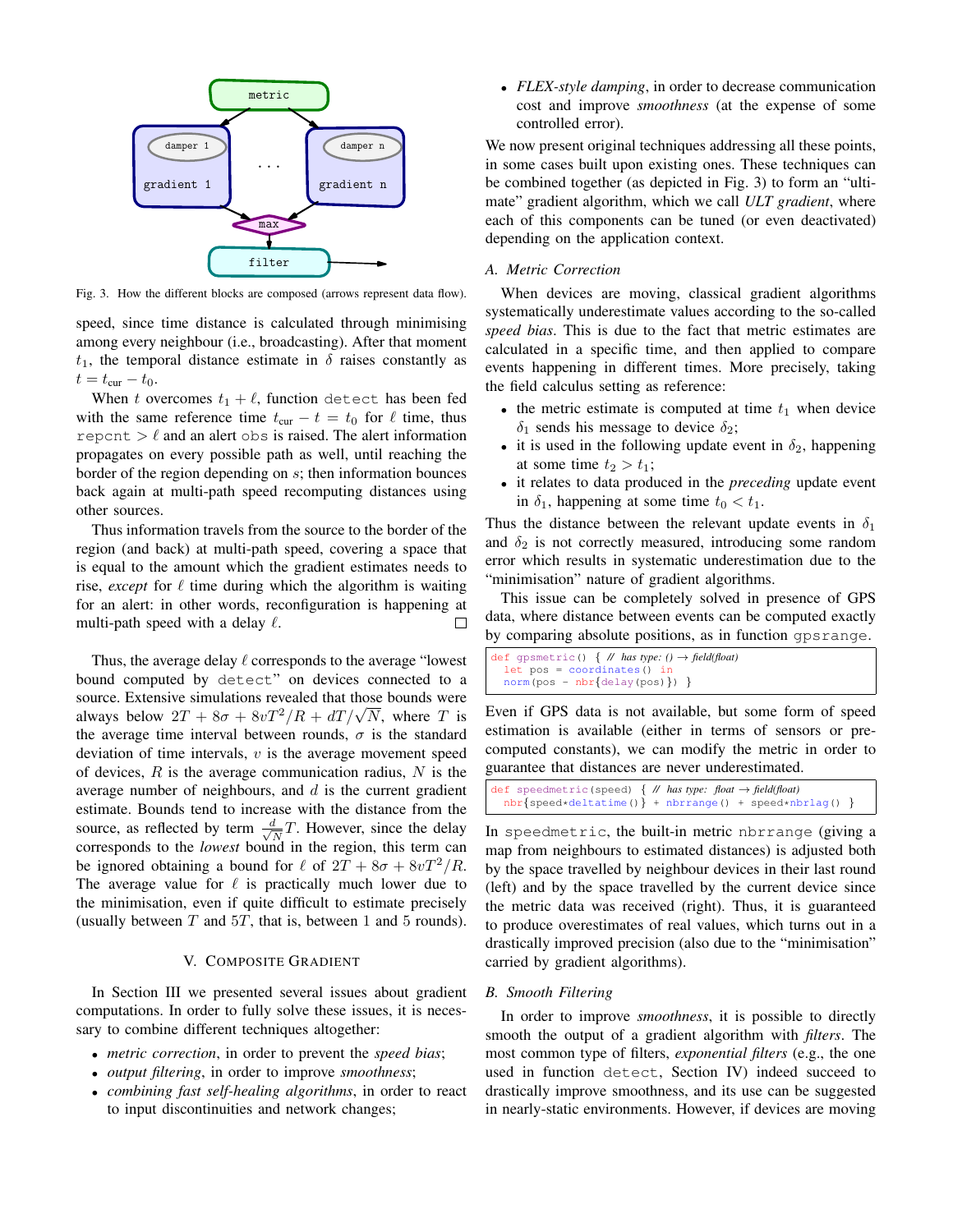Fig. 3. How the different blocks are composed (arrows represent data flow).

speed, since time distance is calculated through minimising among every neighbour (i.e., broadcasting). After that moment $t_1$, the temporal distance estimate in $\delta$ raises constantly as $t = t_{\text{cur}} - t_0$.

When $t$ overcomes $t_1 + \ell$, function `detect` has been fed with the same reference time $t_{\text{cur}} - t = t_0$ for $\ell$ time, thus `repcnt` $> \ell$ and an alert `obs` is raised. The alert information propagates on every possible path as well, until reaching the border of the region depending on $s$; then information bounces back again at multi-path speed recomputing distances using other sources.

Thus information travels from the source to the border of the region (and back) at multi-path speed, covering a space that is equal to the amount which the gradient estimates needs to rise, *except* for $\ell$ time during which the algorithm is waiting for an alert: in other words, reconfiguration is happening at multi-path speed with a delay $\ell$. □

Thus, the average delay $\ell$ corresponds to the average "lowest bound computed by `detect`" on devices connected to a source. Extensive simulations revealed that those bounds were always below $2T + 8\sigma + 8vT^2/R + dT/\sqrt{N}$, where $T$ is the average time interval between rounds, $\sigma$ is the standard deviation of time intervals, $v$ is the average movement speed of devices, $R$ is the average communication radius, $N$ is the average number of neighbours, and $d$ is the current gradient estimate. Bounds tend to increase with the distance from the source, as reflected by term $\frac{d}{\sqrt{N}}T$. However, since the delay corresponds to the *lowest* bound in the region, this term can be ignored obtaining a bound for $\ell$ of $2T + 8\sigma + 8vT^2/R$. The average value for $\ell$ is practically much lower due to the minimisation, even if quite difficult to estimate precisely (usually between $T$ and $5T$, that is, between 1 and 5 rounds).

## V. Composite Gradient

In Section III we presented several issues about gradient computations. In order to fully solve these issues, it is necessary to combine different techniques altogether:

- *metric correction*, in order to prevent the *speed bias*;
- *output filtering*, in order to improve *smoothness*;
- *combining fast self-healing algorithms*, in order to react to input discontinuities and network changes;
- *FLEX-style damping*, in order to decrease communication cost and improve *smoothness* (at the expense of some controlled error).

We now present original techniques addressing all these points, in some cases built upon existing ones. These techniques can be combined together (as depicted in Fig. 3) to form an "ultimate" gradient algorithm, which we call *ULT gradient*, where each of this components can be tuned (or even deactivated) depending on the application context.

### A. Metric Correction

When devices are moving, classical gradient algorithms systematically underestimate values according to the so-called *speed bias*. This is due to the fact that metric estimates are calculated in a specific time, and then applied to compare events happening in different times. More precisely, taking the field calculus setting as reference:

- the metric estimate is computed at time $t_1$ when device $\delta_1$ sends his message to device $\delta_2$;
- it is used in the following update event in $\delta_2$, happening at some time $t_2 > t_1$;
- it relates to data produced in the *preceding* update event in $\delta_1$, happening at some time $t_0 < t_1$.

Thus the distance between the relevant update events in $\delta_1$ and $\delta_2$ is not correctly measured, introducing some random error which results in systematic underestimation due to the "minimisation" nature of gradient algorithms.

This issue can be completely solved in presence of GPS data, where distance between events can be computed exactly by comparing absolute positions, as in function `gpsrange`.

```
def gpsmetric() { // has type: () → field(float)
  let pos = coordinates() in
  norm(pos - nbr{delay(pos)}) }
```

Even if GPS data is not available, but some form of speed estimation is available (either in terms of sensors or pre-computed constants), we can modify the metric in order to guarantee that distances are never underestimated.

```
def speedmetric(speed) { // has type: float → field(float)
  nbr{speed*deltatime()} + nbrrange() + speed*nbrlag() }
```

In `speedmetric`, the built-in metric `nbrrange` (giving a map from neighbours to estimated distances) is adjusted both by the space travelled by neighbour devices in their last round (left) and by the space travelled by the current device since the metric data was received (right). Thus, it is guaranteed to produce overestimates of real values, which turns out in a drastically improved precision (also due to the "minimisation" carried by gradient algorithms).

### B. Smooth Filtering

In order to improve *smoothness*, it is possible to directly smooth the output of a gradient algorithm with *filters*. The most common type of filters, *exponential filters* (e.g., the one used in function `detect`, Section IV) indeed succeed to drastically improve smoothness, and its use can be suggested in nearly-static environments. However, if devices are moving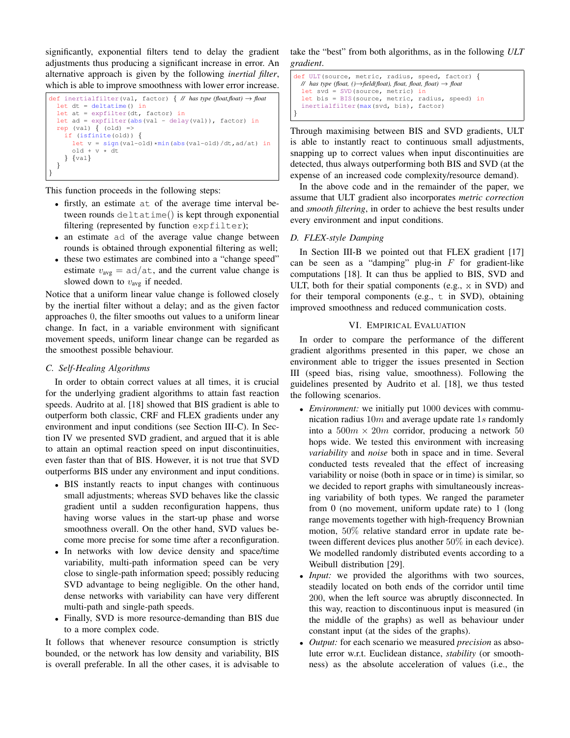significantly, exponential filters tend to delay the gradient adjustments thus producing a significant increase in error. An alternative approach is given by the following *inertial filter*, which is able to improve smoothness with lower error increase.

```
def inertialfilter(val, factor) { // has type (float,float) → float
  let dt = deltatime() in
  let at = expfilter(dt, factor) in
  let ad = expfilter(abs(val - delay(val)), factor) in
  rep (val) { (old) =>
    if (isfinite(old)) {
      let v = sign(val-old)*min(abs(val-old)/dt,ad/at) in
      old + v * dt
    } {val}
  }
}
```

This function proceeds in the following steps:

- firstly, an estimate `at` of the average time interval between rounds `deltatime()` is kept through exponential filtering (represented by function `expfilter`);
- an estimate `ad` of the average value change between rounds is obtained through exponential filtering as well;
- these two estimates are combined into a "change speed" estimate $v_{\text{avg}} = \mathtt{ad}/\mathtt{at}$, and the current value change is slowed down to $v_{\text{avg}}$ if needed.

Notice that a uniform linear value change is followed closely by the inertial filter without a delay; and as the given factor approaches $0$, the filter smooths out values to a uniform linear change. In fact, in a variable environment with significant movement speeds, uniform linear change can be regarded as the smoothest possible behaviour.

### C. Self-Healing Algorithms

In order to obtain correct values at all times, it is crucial for the underlying gradient algorithms to attain fast reaction speeds. Audrito at al. [18] showed that BIS gradient is able to outperform both classic, CRF and FLEX gradients under any environment and input conditions (see Section III-C). In Section IV we presented SVD gradient, and argued that it is able to attain an optimal reaction speed on input discontinuities, even faster than that of BIS. However, it is not true that SVD outperforms BIS under any environment and input conditions.

- BIS instantly reacts to input changes with continuous small adjustments; whereas SVD behaves like the classic gradient until a sudden reconfiguration happens, thus having worse values in the start-up phase and worse smoothness overall. On the other hand, SVD values become more precise for some time after a reconfiguration.
- In networks with low device density and space/time variability, multi-path information speed can be very close to single-path information speed; possibly reducing SVD advantage to being negligible. On the other hand, dense networks with variability can have very different multi-path and single-path speeds.
- Finally, SVD is more resource-demanding than BIS due to a more complex code.

It follows that whenever resource consumption is strictly bounded, or the network has low density and variability, BIS is overall preferable. In all the other cases, it is advisable to take the "best" from both algorithms, as in the following *ULT gradient*.

```
def ULT(source, metric, radius, speed, factor) {
  // has type (float, ()→field(float), float, float, float) → float
  let svd = SVD(source, metric) in
  let bis = BIS(source, metric, radius, speed) in
  inertialfilter(max(svd, bis), factor)
}
```

Through maximising between BIS and SVD gradients, ULT is able to instantly react to continuous small adjustments, snapping up to correct values when input discontinuities are detected, thus always outperforming both BIS and SVD (at the expense of an increased code complexity/resource demand).

In the above code and in the remainder of the paper, we assume that ULT gradient also incorporates *metric correction* and *smooth filtering*, in order to achieve the best results under every environment and input conditions.

### D. FLEX-style Damping

In Section III-B we pointed out that FLEX gradient [17] can be seen as a "damping" plug-in $F$ for gradient-like computations [18]. It can thus be applied to BIS, SVD and ULT, both for their spatial components (e.g., `x` in SVD) and for their temporal components (e.g., `t` in SVD), obtaining improved smoothness and reduced communication costs.

## VI. Empirical Evaluation

In order to compare the performance of the different gradient algorithms presented in this paper, we chose an environment able to trigger the issues presented in Section III (speed bias, rising value, smoothness). Following the guidelines presented by Audrito et al. [18], we thus tested the following scenarios.

- *Environment:* we initially put $1000$ devices with communication radius $10m$ and average update rate $1s$ randomly into a $500m \times 20m$ corridor, producing a network $50$ hops wide. We tested this environment with increasing *variability* and *noise* both in space and in time. Several conducted tests revealed that the effect of increasing variability or noise (both in space or in time) is similar, so we decided to report graphs with simultaneously increasing variability of both types. We ranged the parameter from $0$ (no movement, uniform update rate) to $1$ (long range movements together with high-frequency Brownian motion, $50\%$ relative standard error in update rate between different devices plus another $50\%$ in each device). We modelled randomly distributed events according to a Weibull distribution [29].
- *Input:* we provided the algorithms with two sources, steadily located on both ends of the corridor until time $200$, when the left source was abruptly disconnected. In this way, reaction to discontinuous input is measured (in the middle of the graphs) as well as behaviour under constant input (at the sides of the graphs).
- *Output:* for each scenario we measured *precision* as absolute error w.r.t. Euclidean distance, *stability* (or smoothness) as the absolute acceleration of values (i.e., the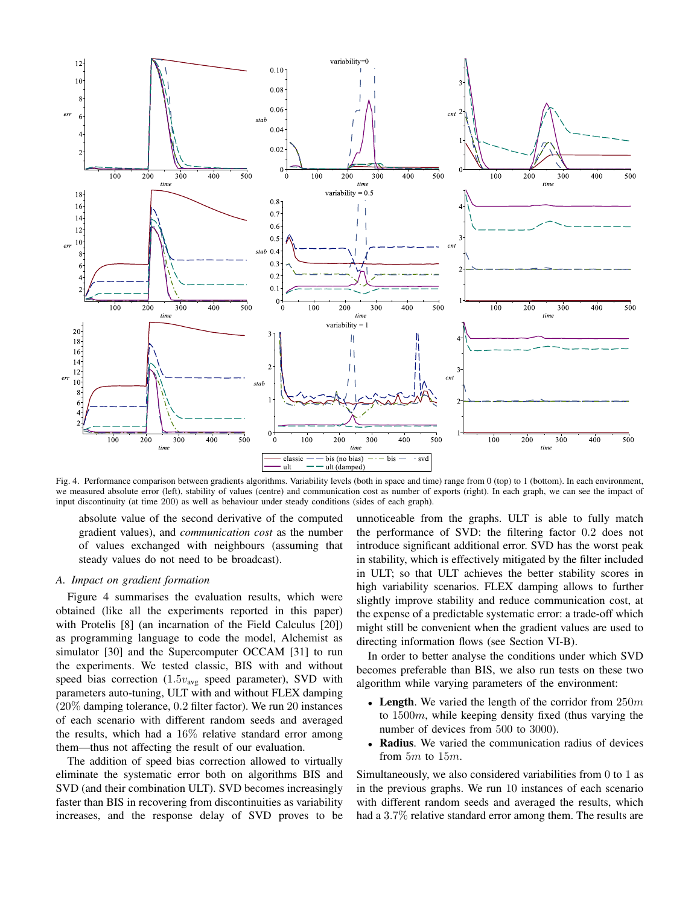Fig. 4. Performance comparison between gradients algorithms. Variability levels (both in space and time) range from 0 (top) to 1 (bottom). In each environment, we measured absolute error (left), stability of values (centre) and communication cost as number of exports (right). In each graph, we can see the impact of input discontinuity (at time 200) as well as behaviour under steady conditions (sides of each graph).

absolute value of the second derivative of the computed gradient values), and *communication cost* as the number of values exchanged with neighbours (assuming that steady values do not need to be broadcast).

### A. Impact on gradient formation

Figure 4 summarises the evaluation results, which were obtained (like all the experiments reported in this paper) with Protelis [8] (an incarnation of the Field Calculus [20]) as programming language to code the model, Alchemist as simulator [30] and the Supercomputer OCCAM [31] to run the experiments. We tested classic, BIS with and without speed bias correction ($1.5v_{\text{avg}}$ speed parameter), SVD with parameters auto-tuning, ULT with and without FLEX damping ($20\%$ damping tolerance, $0.2$ filter factor). We run 20 instances of each scenario with different random seeds and averaged the results, which had a $16\%$ relative standard error among them—thus not affecting the result of our evaluation.

The addition of speed bias correction allowed to virtually eliminate the systematic error both on algorithms BIS and SVD (and their combination ULT). SVD becomes increasingly faster than BIS in recovering from discontinuities as variability increases, and the response delay of SVD proves to be unnoticeable from the graphs. ULT is able to fully match the performance of SVD: the filtering factor $0.2$ does not introduce significant additional error. SVD has the worst peak in stability, which is effectively mitigated by the filter included in ULT; so that ULT achieves the better stability scores in high variability scenarios. FLEX damping allows to further slightly improve stability and reduce communication cost, at the expense of a predictable systematic error: a trade-off which might still be convenient when the gradient values are used to directing information flows (see Section VI-B).

In order to better analyse the conditions under which SVD becomes preferable than BIS, we also run tests on these two algorithm while varying parameters of the environment:

- **Length**. We varied the length of the corridor from $250m$ to $1500m$, while keeping density fixed (thus varying the number of devices from 500 to 3000).
- **Radius**. We varied the communication radius of devices from $5m$ to $15m$.

Simultaneously, we also considered variabilities from 0 to 1 as in the previous graphs. We run 10 instances of each scenario with different random seeds and averaged the results, which had a $3.7\%$ relative standard error among them. The results are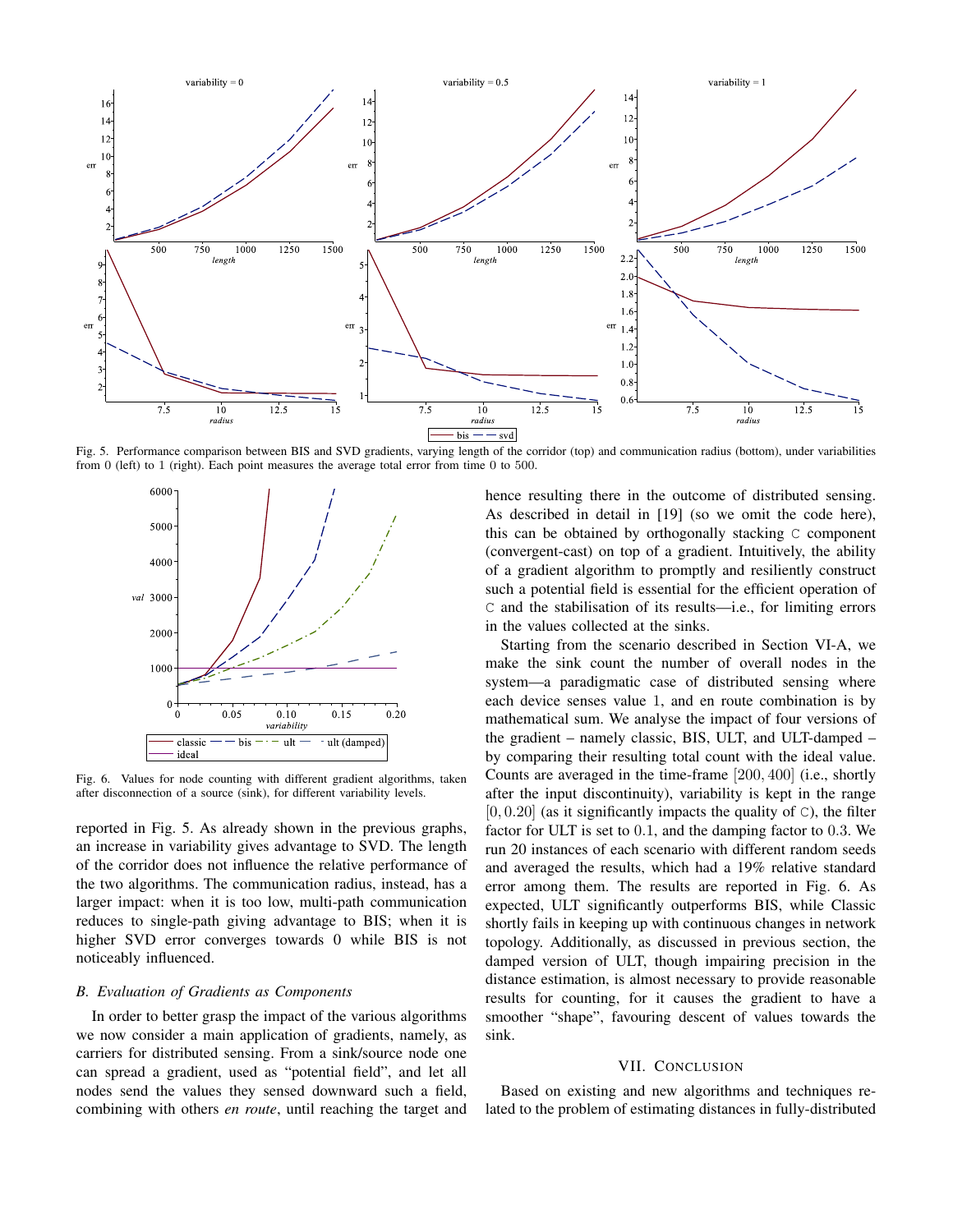Fig. 5. Performance comparison between BIS and SVD gradients, varying length of the corridor (top) and communication radius (bottom), under variabilities from 0 (left) to 1 (right). Each point measures the average total error from time 0 to 500.

Fig. 6. Values for node counting with different gradient algorithms, taken after disconnection of a source (sink), for different variability levels.

reported in Fig. 5. As already shown in the previous graphs, an increase in variability gives advantage to SVD. The length of the corridor does not influence the relative performance of the two algorithms. The communication radius, instead, has a larger impact: when it is too low, multi-path communication reduces to single-path giving advantage to BIS; when it is higher SVD error converges towards 0 while BIS is not noticeably influenced.

### B. Evaluation of Gradients as Components

In order to better grasp the impact of the various algorithms we now consider a main application of gradients, namely, as carriers for distributed sensing. From a sink/source node one can spread a gradient, used as "potential field", and let all nodes send the values they sensed downward such a field, combining with others *en route*, until reaching the target and hence resulting there in the outcome of distributed sensing. As described in detail in [19] (so we omit the code here), this can be obtained by orthogonally stacking C component (convergent-cast) on top of a gradient. Intuitively, the ability of a gradient algorithm to promptly and resiliently construct such a potential field is essential for the efficient operation of C and the stabilisation of its results—i.e., for limiting errors in the values collected at the sinks.

Starting from the scenario described in Section VI-A, we make the sink count the number of overall nodes in the system—a paradigmatic case of distributed sensing where each device senses value 1, and en route combination is by mathematical sum. We analyse the impact of four versions of the gradient – namely classic, BIS, ULT, and ULT-damped – by comparing their resulting total count with the ideal value. Counts are averaged in the time-frame $[200, 400]$ (i.e., shortly after the input discontinuity), variability is kept in the range $[0, 0.20]$ (as it significantly impacts the quality of C), the filter factor for ULT is set to $0.1$, and the damping factor to $0.3$. We run 20 instances of each scenario with different random seeds and averaged the results, which had a 19% relative standard error among them. The results are reported in Fig. 6. As expected, ULT significantly outperforms BIS, while Classic shortly fails in keeping up with continuous changes in network topology. Additionally, as discussed in previous section, the damped version of ULT, though impairing precision in the distance estimation, is almost necessary to provide reasonable results for counting, for it causes the gradient to have a smoother "shape", favouring descent of values towards the sink.

## VII. Conclusion

Based on existing and new algorithms and techniques related to the problem of estimating distances in fully-distributed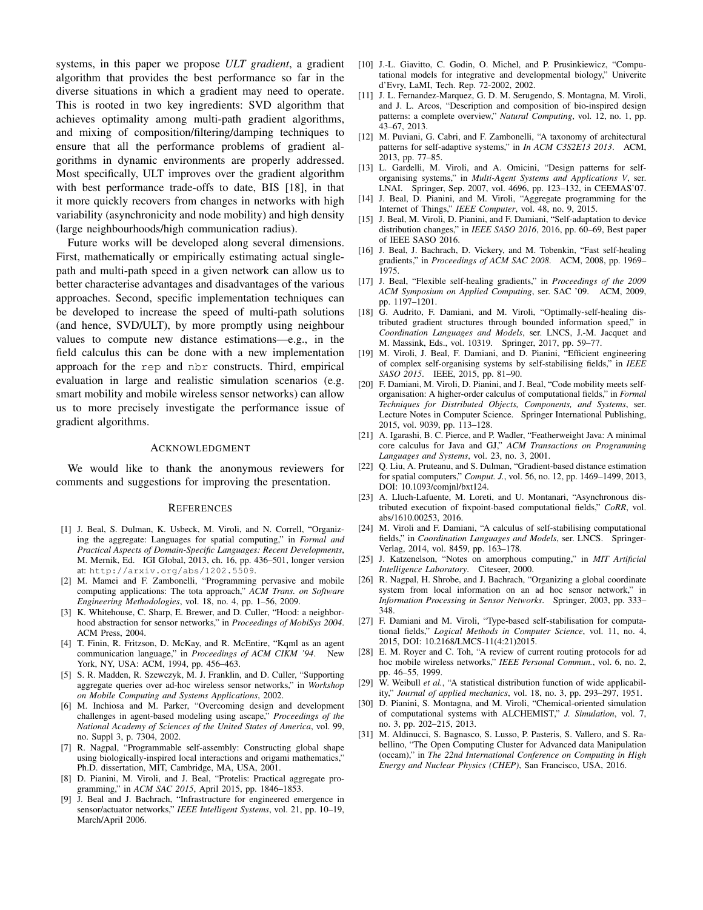systems, in this paper we propose *ULT gradient*, a gradient algorithm that provides the best performance so far in the diverse situations in which a gradient may need to operate. This is rooted in two key ingredients: SVD algorithm that achieves optimality among multi-path gradient algorithms, and mixing of composition/filtering/damping techniques to ensure that all the performance problems of gradient algorithms in dynamic environments are properly addressed. Most specifically, ULT improves over the gradient algorithm with best performance trade-offs to date, BIS [18], in that it more quickly recovers from changes in networks with high variability (asynchronicity and node mobility) and high density (large neighbourhoods/high communication radius).

Future works will be developed along several dimensions. First, mathematically or empirically estimating actual single-path and multi-path speed in a given network can allow us to better characterise advantages and disadvantages of the various approaches. Second, specific implementation techniques can be developed to increase the speed of multi-path solutions (and hence, SVD/ULT), by more promptly using neighbour values to compute new distance estimations—e.g., in the field calculus this can be done with a new implementation approach for the `rep` and `nbr` constructs. Third, empirical evaluation in large and realistic simulation scenarios (e.g. smart mobility and mobile wireless sensor networks) can allow us to more precisely investigate the performance issue of gradient algorithms.

## Acknowledgment

We would like to thank the anonymous reviewers for comments and suggestions for improving the presentation.

## References

[1] J. Beal, S. Dulman, K. Usbeck, M. Viroli, and N. Correll, "Organizing the aggregate: Languages for spatial computing," in *Formal and Practical Aspects of Domain-Specific Languages: Recent Developments*, M. Mernik, Ed. IGI Global, 2013, ch. 16, pp. 436–501, longer version at: http://arxiv.org/abs/1202.5509.

[2] M. Mamei and F. Zambonelli, "Programming pervasive and mobile computing applications: The tota approach," *ACM Trans. on Software Engineering Methodologies*, vol. 18, no. 4, pp. 1–56, 2009.

[3] K. Whitehouse, C. Sharp, E. Brewer, and D. Culler, "Hood: a neighborhood abstraction for sensor networks," in *Proceedings of MobiSys 2004*. ACM Press, 2004.

[4] T. Finin, R. Fritzson, D. McKay, and R. McEntire, "Kqml as an agent communication language," in *Proceedings of ACM CIKM '94*. New York, NY, USA: ACM, 1994, pp. 456–463.

[5] S. R. Madden, R. Szewczyk, M. J. Franklin, and D. Culler, "Supporting aggregate queries over ad-hoc wireless sensor networks," in *Workshop on Mobile Computing and Systems Applications*, 2002.

[6] M. Inchiosa and M. Parker, "Overcoming design and development challenges in agent-based modeling using ascape," *Proceedings of the National Academy of Sciences of the United States of America*, vol. 99, no. Suppl 3, p. 7304, 2002.

[7] R. Nagpal, "Programmable self-assembly: Constructing global shape using biologically-inspired local interactions and origami mathematics," Ph.D. dissertation, MIT, Cambridge, MA, USA, 2001.

[8] D. Pianini, M. Viroli, and J. Beal, "Protelis: Practical aggregate programming," in *ACM SAC 2015*, April 2015, pp. 1846–1853.

[9] J. Beal and J. Bachrach, "Infrastructure for engineered emergence in sensor/actuator networks," *IEEE Intelligent Systems*, vol. 21, pp. 10–19, March/April 2006.

[10] J.-L. Giavitto, C. Godin, O. Michel, and P. Prusinkiewicz, "Computational models for integrative and developmental biology," Univerite d'Evry, LaMI, Tech. Rep. 72-2002, 2002.

[11] J. L. Fernandez-Marquez, G. D. M. Serugendo, S. Montagna, M. Viroli, and J. L. Arcos, "Description and composition of bio-inspired design patterns: a complete overview," *Natural Computing*, vol. 12, no. 1, pp. 43–67, 2013.

[12] M. Puviani, G. Cabri, and F. Zambonelli, "A taxonomy of architectural patterns for self-adaptive systems," in *In ACM C3S2E13 2013*. ACM, 2013, pp. 77–85.

[13] L. Gardelli, M. Viroli, and A. Omicini, "Design patterns for self-organising systems," in *Multi-Agent Systems and Applications V*, ser. LNAI. Springer, Sep. 2007, vol. 4696, pp. 123–132, in CEEMAS'07.

[14] J. Beal, D. Pianini, and M. Viroli, "Aggregate programming for the Internet of Things," *IEEE Computer*, vol. 48, no. 9, 2015.

[15] J. Beal, M. Viroli, D. Pianini, and F. Damiani, "Self-adaptation to device distribution changes," in *IEEE SASO 2016*, 2016, pp. 60–69, Best paper of IEEE SASO 2016.

[16] J. Beal, J. Bachrach, D. Vickery, and M. Tobenkin, "Fast self-healing gradients," in *Proceedings of ACM SAC 2008*. ACM, 2008, pp. 1969–1975.

[17] J. Beal, "Flexible self-healing gradients," in *Proceedings of the 2009 ACM Symposium on Applied Computing*, ser. SAC '09. ACM, 2009, pp. 1197–1201.

[18] G. Audrito, F. Damiani, and M. Viroli, "Optimally-self-healing distributed gradient structures through bounded information speed," in *Coordination Languages and Models*, ser. LNCS, J.-M. Jacquet and M. Massink, Eds., vol. 10319. Springer, 2017, pp. 59–77.

[19] M. Viroli, J. Beal, F. Damiani, and D. Pianini, "Efficient engineering of complex self-organising systems by self-stabilising fields," in *IEEE SASO 2015*. IEEE, 2015, pp. 81–90.

[20] F. Damiani, M. Viroli, D. Pianini, and J. Beal, "Code mobility meets self-organisation: A higher-order calculus of computational fields," in *Formal Techniques for Distributed Objects, Components, and Systems*, ser. Lecture Notes in Computer Science. Springer International Publishing, 2015, vol. 9039, pp. 113–128.

[21] A. Igarashi, B. C. Pierce, and P. Wadler, "Featherweight Java: A minimal core calculus for Java and GJ," *ACM Transactions on Programming Languages and Systems*, vol. 23, no. 3, 2001.

[22] Q. Liu, A. Pruteanu, and S. Dulman, "Gradient-based distance estimation for spatial computers," *Comput. J.*, vol. 56, no. 12, pp. 1469–1499, 2013, DOI: 10.1093/comjnl/bxt124.

[23] A. Lluch-Lafuente, M. Loreti, and U. Montanari, "Asynchronous distributed execution of fixpoint-based computational fields," *CoRR*, vol. abs/1610.00253, 2016.

[24] M. Viroli and F. Damiani, "A calculus of self-stabilising computational fields," in *Coordination Languages and Models*, ser. LNCS. Springer-Verlag, 2014, vol. 8459, pp. 163–178.

[25] J. Katzenelson, "Notes on amorphous computing," in *MIT Artificial Intelligence Laboratory*. Citeseer, 2000.

[26] R. Nagpal, H. Shrobe, and J. Bachrach, "Organizing a global coordinate system from local information on an ad hoc sensor network," in *Information Processing in Sensor Networks*. Springer, 2003, pp. 333–348.

[27] F. Damiani and M. Viroli, "Type-based self-stabilisation for computational fields," *Logical Methods in Computer Science*, vol. 11, no. 4, 2015, DOI: 10.2168/LMCS-11(4:21)2015.

[28] E. M. Royer and C. Toh, "A review of current routing protocols for ad hoc mobile wireless networks," *IEEE Personal Commun.*, vol. 6, no. 2, pp. 46–55, 1999.

[29] W. Weibull *et al.*, "A statistical distribution function of wide applicability," *Journal of applied mechanics*, vol. 18, no. 3, pp. 293–297, 1951.

[30] D. Pianini, S. Montagna, and M. Viroli, "Chemical-oriented simulation of computational systems with ALCHEMIST," *J. Simulation*, vol. 7, no. 3, pp. 202–215, 2013.

[31] M. Aldinucci, S. Bagnasco, S. Lusso, P. Pasteris, S. Vallero, and S. Rabellino, "The Open Computing Cluster for Advanced data Manipulation (occam)," in *The 22nd International Conference on Computing in High Energy and Nuclear Physics (CHEP)*, San Francisco, USA, 2016.